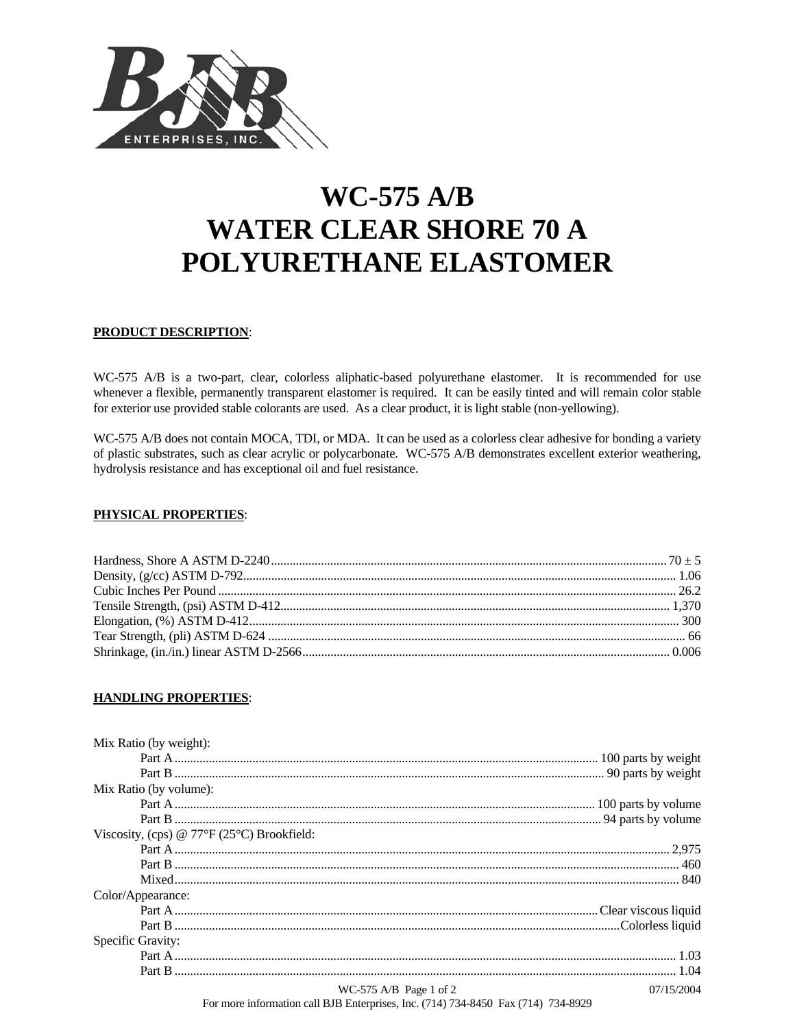BJB ENTERPRISES, INC.

# WC-575 A/B
# WATER CLEAR SHORE 70 A
# POLYURETHANE ELASTOMER

**PRODUCT DESCRIPTION**:

WC-575 A/B is a two-part, clear, colorless aliphatic-based polyurethane elastomer. It is recommended for use whenever a flexible, permanently transparent elastomer is required. It can be easily tinted and will remain color stable for exterior use provided stable colorants are used. As a clear product, it is light stable (non-yellowing).

WC-575 A/B does not contain MOCA, TDI, or MDA. It can be used as a colorless clear adhesive for bonding a variety of plastic substrates, such as clear acrylic or polycarbonate. WC-575 A/B demonstrates excellent exterior weathering, hydrolysis resistance and has exceptional oil and fuel resistance.

**PHYSICAL PROPERTIES**:

| Property | Value |
|---|---|
| Hardness, Shore A ASTM D-2240 | 70 ± 5 |
| Density, (g/cc) ASTM D-792 | 1.06 |
| Cubic Inches Per Pound | 26.2 |
| Tensile Strength, (psi) ASTM D-412 | 1,370 |
| Elongation, (%) ASTM D-412 | 300 |
| Tear Strength, (pli) ASTM D-624 | 66 |
| Shrinkage, (in./in.) linear ASTM D-2566 | 0.006 |

**HANDLING PROPERTIES**:

| Property | Value |
|---|---|
| **Mix Ratio (by weight):** | |
| Part A | 100 parts by weight |
| Part B | 90 parts by weight |
| **Mix Ratio (by volume):** | |
| Part A | 100 parts by volume |
| Part B | 94 parts by volume |
| **Viscosity, (cps) @ 77°F (25°C) Brookfield:** | |
| Part A | 2,975 |
| Part B | 460 |
| Mixed | 840 |
| **Color/Appearance:** | |
| Part A | Clear viscous liquid |
| Part B | Colorless liquid |
| **Specific Gravity:** | |
| Part A | 1.03 |
| Part B | 1.04 |

07/15/2004

For more information call BJB Enterprises, Inc. (714) 734-8450 Fax (714) 734-8929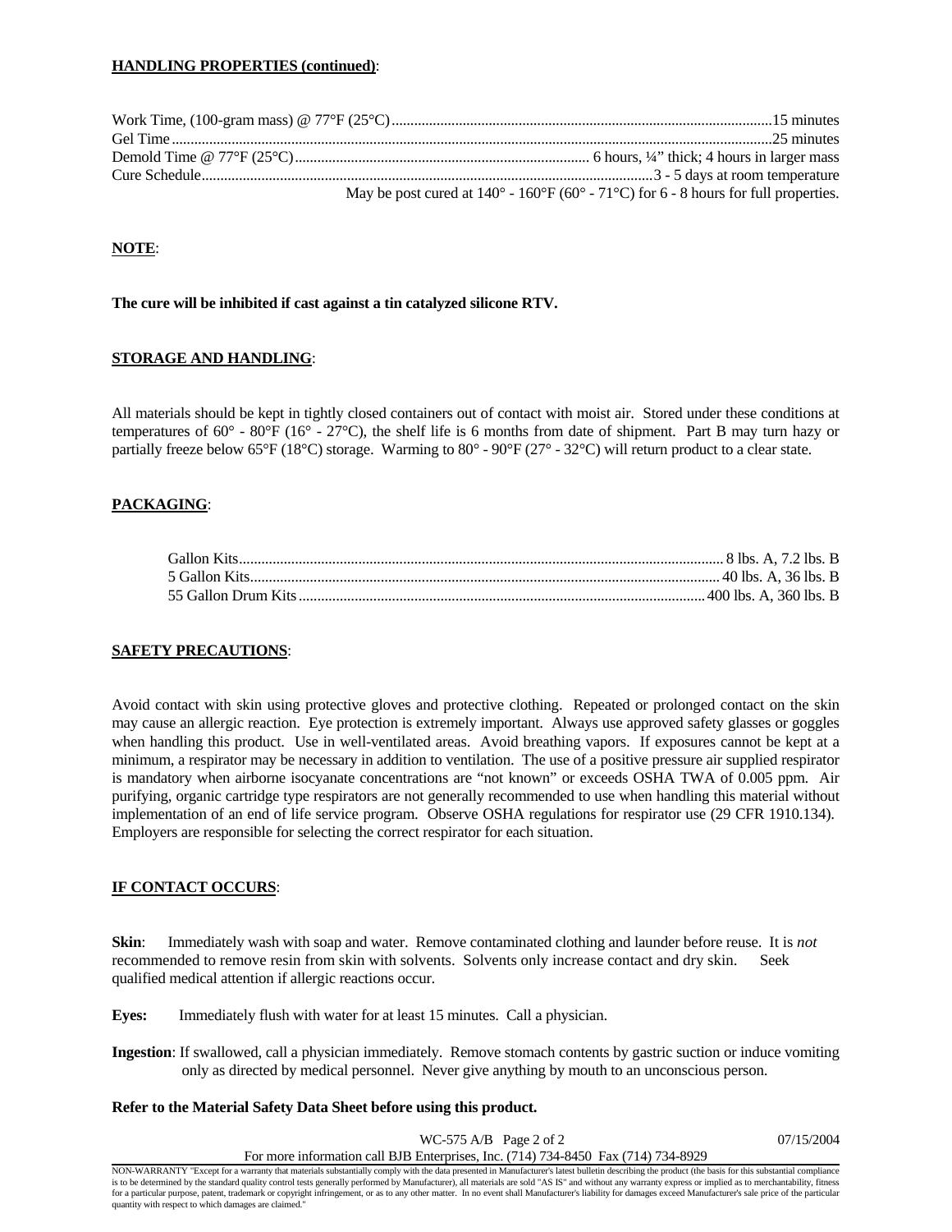**HANDLING PROPERTIES (continued)**:

Work Time, (100-gram mass) @ 77°F (25°C) ........ 15 minutes
Gel Time ........ 25 minutes
Demold Time @ 77°F (25°C) ........ 6 hours, ¼" thick; 4 hours in larger mass
Cure Schedule ........ 3 - 5 days at room temperature
May be post cured at 140° - 160°F (60° - 71°C) for 6 - 8 hours for full properties.

**NOTE**:

**The cure will be inhibited if cast against a tin catalyzed silicone RTV.**

**STORAGE AND HANDLING**:

All materials should be kept in tightly closed containers out of contact with moist air. Stored under these conditions at temperatures of 60° - 80°F (16° - 27°C), the shelf life is 6 months from date of shipment. Part B may turn hazy or partially freeze below 65°F (18°C) storage. Warming to 80° - 90°F (27° - 32°C) will return product to a clear state.

**PACKAGING**:

Gallon Kits ........ 8 lbs. A, 7.2 lbs. B
5 Gallon Kits ........ 40 lbs. A, 36 lbs. B
55 Gallon Drum Kits ........ 400 lbs. A, 360 lbs. B

**SAFETY PRECAUTIONS**:

Avoid contact with skin using protective gloves and protective clothing. Repeated or prolonged contact on the skin may cause an allergic reaction. Eye protection is extremely important. Always use approved safety glasses or goggles when handling this product. Use in well-ventilated areas. Avoid breathing vapors. If exposures cannot be kept at a minimum, a respirator may be necessary in addition to ventilation. The use of a positive pressure air supplied respirator is mandatory when airborne isocyanate concentrations are "not known" or exceeds OSHA TWA of 0.005 ppm. Air purifying, organic cartridge type respirators are not generally recommended to use when handling this material without implementation of an end of life service program. Observe OSHA regulations for respirator use (29 CFR 1910.134). Employers are responsible for selecting the correct respirator for each situation.

**IF CONTACT OCCURS**:

**Skin**: Immediately wash with soap and water. Remove contaminated clothing and launder before reuse. It is *not* recommended to remove resin from skin with solvents. Solvents only increase contact and dry skin. Seek qualified medical attention if allergic reactions occur.

**Eyes:** Immediately flush with water for at least 15 minutes. Call a physician.

**Ingestion**: If swallowed, call a physician immediately. Remove stomach contents by gastric suction or induce vomiting only as directed by medical personnel. Never give anything by mouth to an unconscious person.

**Refer to the Material Safety Data Sheet before using this product.**

WC-575 A/B 07/15/2004

For more information call BJB Enterprises, Inc. (714) 734-8450 Fax (714) 734-8929

NON-WARRANTY "Except for a warranty that materials substantially comply with the data presented in Manufacturer's latest bulletin describing the product (the basis for this substantial compliance is to be determined by the standard quality control tests generally performed by Manufacturer), all materials are sold "AS IS" and without any warranty express or implied as to merchantability, fitness for a particular purpose, patent, trademark or copyright infringement, or as to any other matter. In no event shall Manufacturer's liability for damages exceed Manufacturer's sale price of the particular quantity with respect to which damages are claimed."